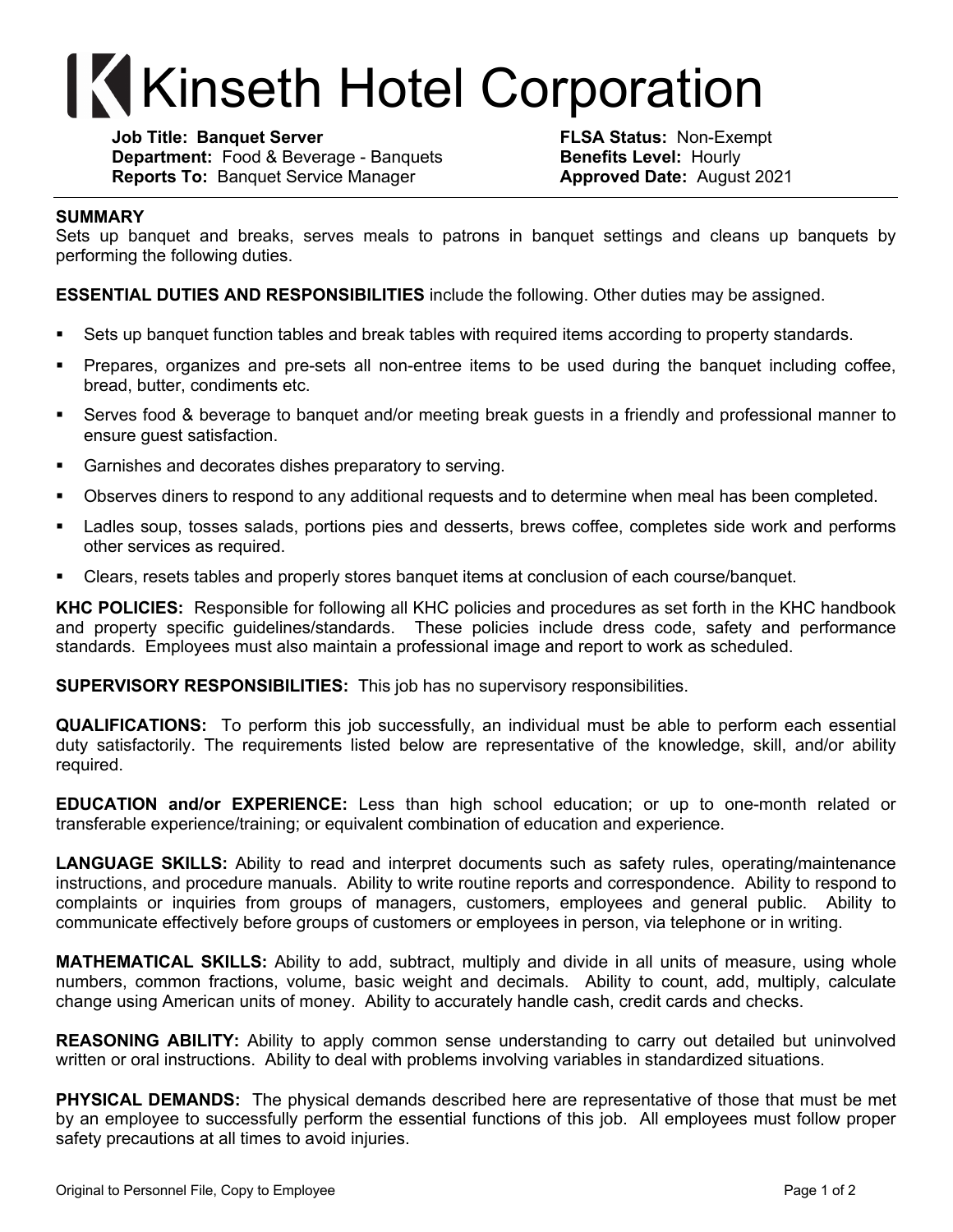# Kinseth Hotel Corporation

**Job Title: Banquet Server**
**Department:** Food & Beverage - Banquets
**Reports To:** Banquet Service Manager

**FLSA Status:** Non-Exempt
**Benefits Level:** Hourly
**Approved Date:** August 2021

---

**SUMMARY**
Sets up banquet and breaks, serves meals to patrons in banquet settings and cleans up banquets by performing the following duties.

**ESSENTIAL DUTIES AND RESPONSIBILITIES** include the following. Other duties may be assigned.

- Sets up banquet function tables and break tables with required items according to property standards.
- Prepares, organizes and pre-sets all non-entree items to be used during the banquet including coffee, bread, butter, condiments etc.
- Serves food & beverage to banquet and/or meeting break guests in a friendly and professional manner to ensure guest satisfaction.
- Garnishes and decorates dishes preparatory to serving.
- Observes diners to respond to any additional requests and to determine when meal has been completed.
- Ladles soup, tosses salads, portions pies and desserts, brews coffee, completes side work and performs other services as required.
- Clears, resets tables and properly stores banquet items at conclusion of each course/banquet.

**KHC POLICIES:** Responsible for following all KHC policies and procedures as set forth in the KHC handbook and property specific guidelines/standards. These policies include dress code, safety and performance standards. Employees must also maintain a professional image and report to work as scheduled.

**SUPERVISORY RESPONSIBILITIES:** This job has no supervisory responsibilities.

**QUALIFICATIONS:** To perform this job successfully, an individual must be able to perform each essential duty satisfactorily. The requirements listed below are representative of the knowledge, skill, and/or ability required.

**EDUCATION and/or EXPERIENCE:** Less than high school education; or up to one-month related or transferable experience/training; or equivalent combination of education and experience.

**LANGUAGE SKILLS:** Ability to read and interpret documents such as safety rules, operating/maintenance instructions, and procedure manuals. Ability to write routine reports and correspondence. Ability to respond to complaints or inquiries from groups of managers, customers, employees and general public. Ability to communicate effectively before groups of customers or employees in person, via telephone or in writing.

**MATHEMATICAL SKILLS:** Ability to add, subtract, multiply and divide in all units of measure, using whole numbers, common fractions, volume, basic weight and decimals. Ability to count, add, multiply, calculate change using American units of money. Ability to accurately handle cash, credit cards and checks.

**REASONING ABILITY:** Ability to apply common sense understanding to carry out detailed but uninvolved written or oral instructions. Ability to deal with problems involving variables in standardized situations.

**PHYSICAL DEMANDS:** The physical demands described here are representative of those that must be met by an employee to successfully perform the essential functions of this job. All employees must follow proper safety precautions at all times to avoid injuries.

Original to Personnel File, Copy to Employee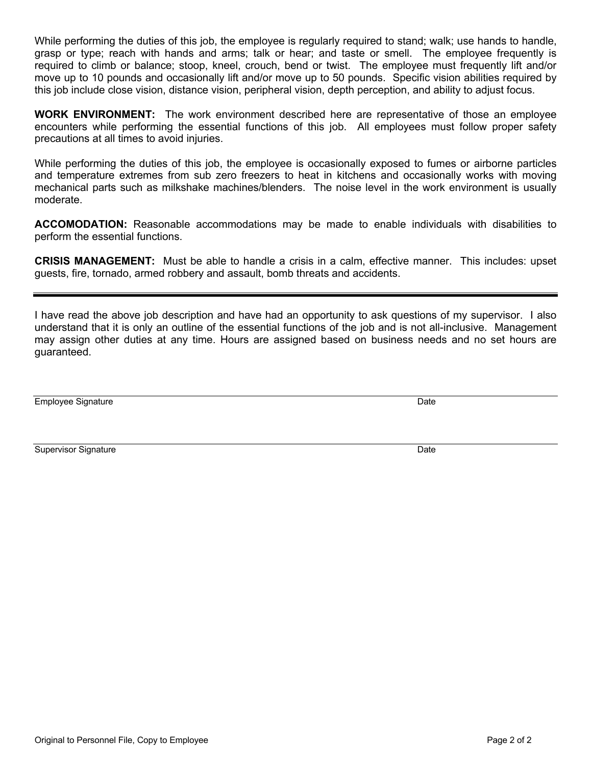While performing the duties of this job, the employee is regularly required to stand; walk; use hands to handle, grasp or type; reach with hands and arms; talk or hear; and taste or smell. The employee frequently is required to climb or balance; stoop, kneel, crouch, bend or twist. The employee must frequently lift and/or move up to 10 pounds and occasionally lift and/or move up to 50 pounds. Specific vision abilities required by this job include close vision, distance vision, peripheral vision, depth perception, and ability to adjust focus.

**WORK ENVIRONMENT:** The work environment described here are representative of those an employee encounters while performing the essential functions of this job. All employees must follow proper safety precautions at all times to avoid injuries.

While performing the duties of this job, the employee is occasionally exposed to fumes or airborne particles and temperature extremes from sub zero freezers to heat in kitchens and occasionally works with moving mechanical parts such as milkshake machines/blenders. The noise level in the work environment is usually moderate.

**ACCOMODATION:** Reasonable accommodations may be made to enable individuals with disabilities to perform the essential functions.

**CRISIS MANAGEMENT:** Must be able to handle a crisis in a calm, effective manner. This includes: upset guests, fire, tornado, armed robbery and assault, bomb threats and accidents.

---

I have read the above job description and have had an opportunity to ask questions of my supervisor. I also understand that it is only an outline of the essential functions of the job and is not all-inclusive. Management may assign other duties at any time. Hours are assigned based on business needs and no set hours are guaranteed.

Employee Signature Date

Supervisor Signature Date

Original to Personnel File, Copy to Employee